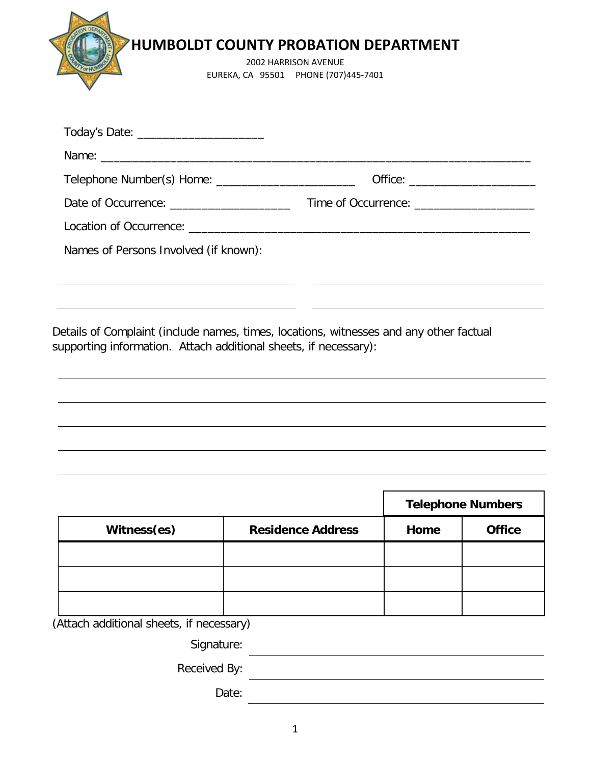# HUMBOLDT COUNTY PROBATION DEPARTMENT

2002 HARRISON AVENUE
EUREKA, CA 95501 PHONE (707)445-7401

Today's Date: ____________________

Name: ______________________________________________________________________

Telephone Number(s) Home: ______________________ Office: ____________________

Date of Occurrence: ___________________ Time of Occurrence: ___________________

Location of Occurrence: _______________________________________________________

Names of Persons Involved (if known):

______________________________________ ______________________________________

______________________________________ ______________________________________

Details of Complaint (include names, times, locations, witnesses and any other factual supporting information. Attach additional sheets, if necessary):

________________________________________________________________________________

________________________________________________________________________________

________________________________________________________________________________

________________________________________________________________________________

________________________________________________________________________________

| | | Telephone Numbers | |
|---|---|---|---|
| **Witness(es)** | **Residence Address** | **Home** | **Office** |
| | | | |
| | | | |
| | | | |

(Attach additional sheets, if necessary)

Signature: ______________________________________

Received By: ______________________________________

Date: ______________________________________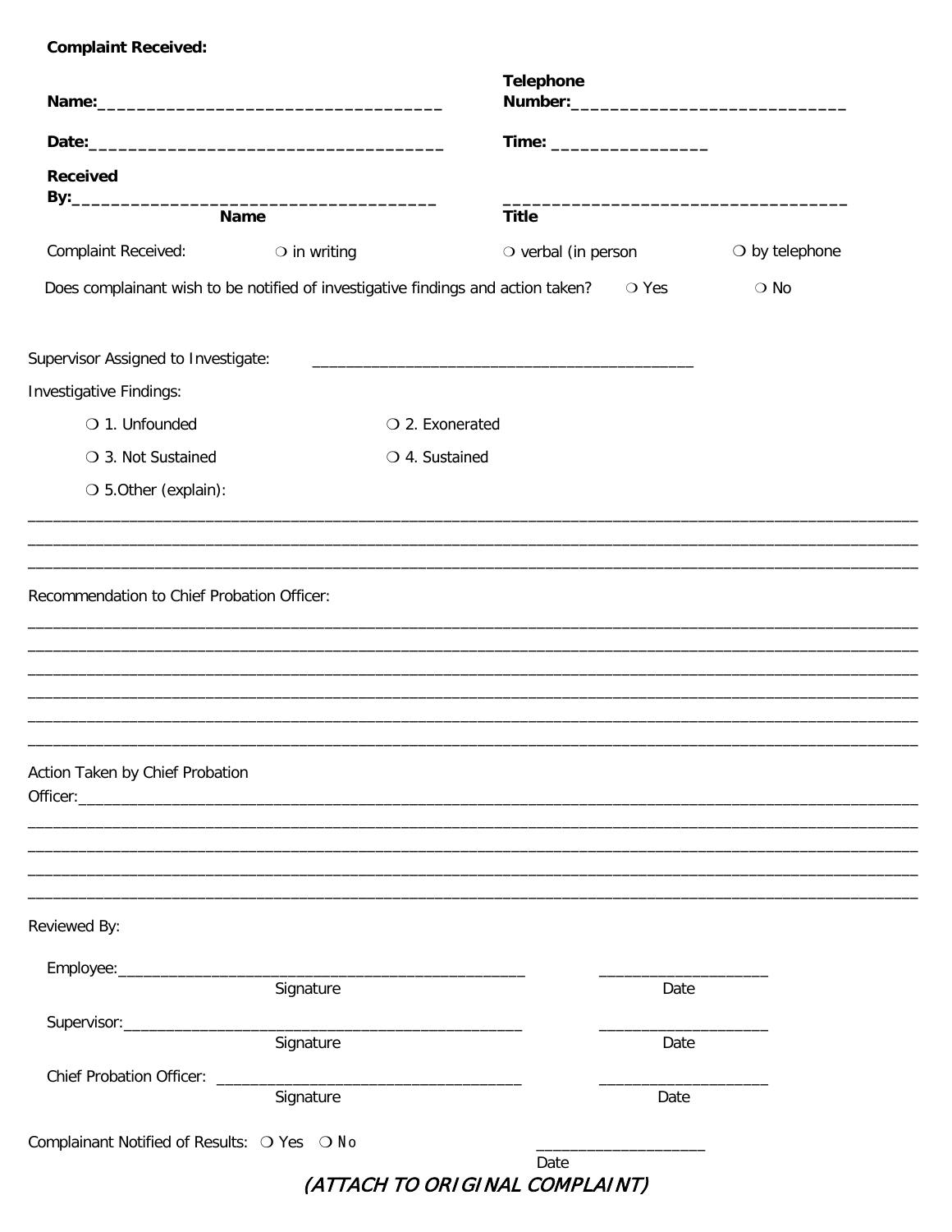**Complaint Received:**

**Name:**___________________________________ **Telephone Number:**____________________________

**Date:**___________________________________ **Time:** _______________

**Received By:**_____________________________________ _____________________________________

**Name** **Title**

Complaint Received: ❍ in writing ❍ verbal (in person ❍ by telephone

Does complainant wish to be notified of investigative findings and action taken? ❍ Yes ❍ No

Supervisor Assigned to Investigate: _____________________________________________

Investigative Findings:

❍ 1. Unfounded ❍ 2. Exonerated

❍ 3. Not Sustained ❍ 4. Sustained

❍ 5.Other (explain):

_____________________________________________________________________________________________

_____________________________________________________________________________________________

_____________________________________________________________________________________________

Recommendation to Chief Probation Officer:

_____________________________________________________________________________________________

_____________________________________________________________________________________________

_____________________________________________________________________________________________

_____________________________________________________________________________________________

_____________________________________________________________________________________________

_____________________________________________________________________________________________

Action Taken by Chief Probation Officer:____________________________________________________________________________________

_____________________________________________________________________________________________

_____________________________________________________________________________________________

_____________________________________________________________________________________________

_____________________________________________________________________________________________

Reviewed By:

Employee:_________________________________________________ ____________________

Signature Date

Supervisor:_________________________________________________ ____________________

Signature Date

Chief Probation Officer: ____________________________________ ____________________

Signature Date

Complainant Notified of Results: ❍ Yes ❍ No ____________________

Date

*(ATTACH TO ORIGINAL COMPLAINT)*